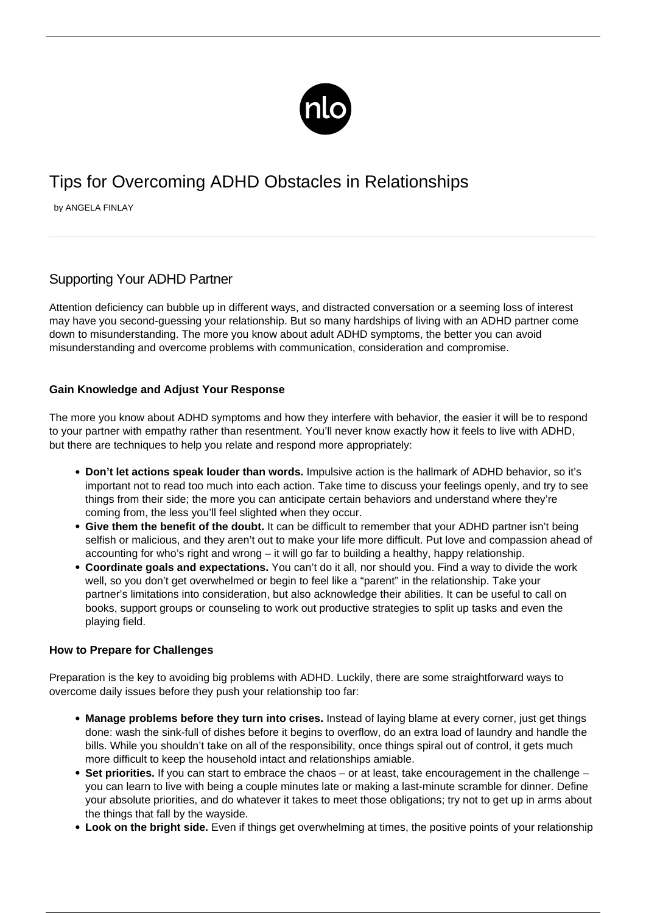# Tips for Overcoming ADHD Obstacles in Relationships

by ANGELA FINLAY

## Supporting Your ADHD Partner

Attention deficiency can bubble up in different ways, and distracted conversation or a seeming loss of interest may have you second-guessing your relationship. But so many hardships of living with an ADHD partner come down to misunderstanding. The more you know about adult ADHD symptoms, the better you can avoid misunderstanding and overcome problems with communication, consideration and compromise.

#### Gain Knowledge and Adjust Your Response

The more you know about ADHD symptoms and how they interfere with behavior, the easier it will be to respond to your partner with empathy rather than resentment. You'll never know exactly how it feels to live with ADHD, but there are techniques to help you relate and respond more appropriately:

- **Don't let actions speak louder than words.** Impulsive action is the hallmark of ADHD behavior, so it's important not to read too much into each action. Take time to discuss your feelings openly, and try to see things from their side; the more you can anticipate certain behaviors and understand where they're coming from, the less you'll feel slighted when they occur.
- **Give them the benefit of the doubt.** It can be difficult to remember that your ADHD partner isn't being selfish or malicious, and they aren't out to make your life more difficult. Put love and compassion ahead of accounting for who's right and wrong – it will go far to building a healthy, happy relationship.
- **Coordinate goals and expectations.** You can't do it all, nor should you. Find a way to divide the work well, so you don't get overwhelmed or begin to feel like a "parent" in the relationship. Take your partner's limitations into consideration, but also acknowledge their abilities. It can be useful to call on books, support groups or counseling to work out productive strategies to split up tasks and even the playing field.

#### How to Prepare for Challenges

Preparation is the key to avoiding big problems with ADHD. Luckily, there are some straightforward ways to overcome daily issues before they push your relationship too far:

- **Manage problems before they turn into crises.** Instead of laying blame at every corner, just get things done: wash the sink-full of dishes before it begins to overflow, do an extra load of laundry and handle the bills. While you shouldn't take on all of the responsibility, once things spiral out of control, it gets much more difficult to keep the household intact and relationships amiable.
- **Set priorities.** If you can start to embrace the chaos – or at least, take encouragement in the challenge – you can learn to live with being a couple minutes late or making a last-minute scramble for dinner. Define your absolute priorities, and do whatever it takes to meet those obligations; try not to get up in arms about the things that fall by the wayside.
- **Look on the bright side.** Even if things get overwhelming at times, the positive points of your relationship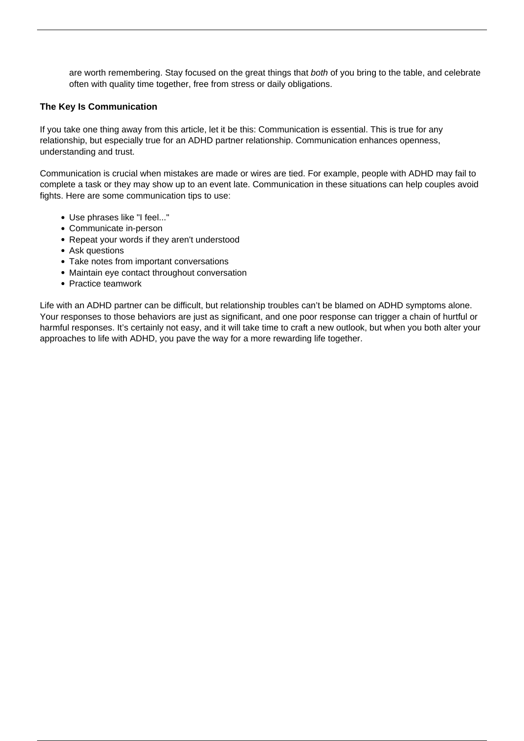are worth remembering. Stay focused on the great things that *both* of you bring to the table, and celebrate often with quality time together, free from stress or daily obligations.

**The Key Is Communication**

If you take one thing away from this article, let it be this: Communication is essential. This is true for any relationship, but especially true for an ADHD partner relationship. Communication enhances openness, understanding and trust.

Communication is crucial when mistakes are made or wires are tied. For example, people with ADHD may fail to complete a task or they may show up to an event late. Communication in these situations can help couples avoid fights. Here are some communication tips to use:

- Use phrases like "I feel..."
- Communicate in-person
- Repeat your words if they aren't understood
- Ask questions
- Take notes from important conversations
- Maintain eye contact throughout conversation
- Practice teamwork

Life with an ADHD partner can be difficult, but relationship troubles can't be blamed on ADHD symptoms alone. Your responses to those behaviors are just as significant, and one poor response can trigger a chain of hurtful or harmful responses. It's certainly not easy, and it will take time to craft a new outlook, but when you both alter your approaches to life with ADHD, you pave the way for a more rewarding life together.